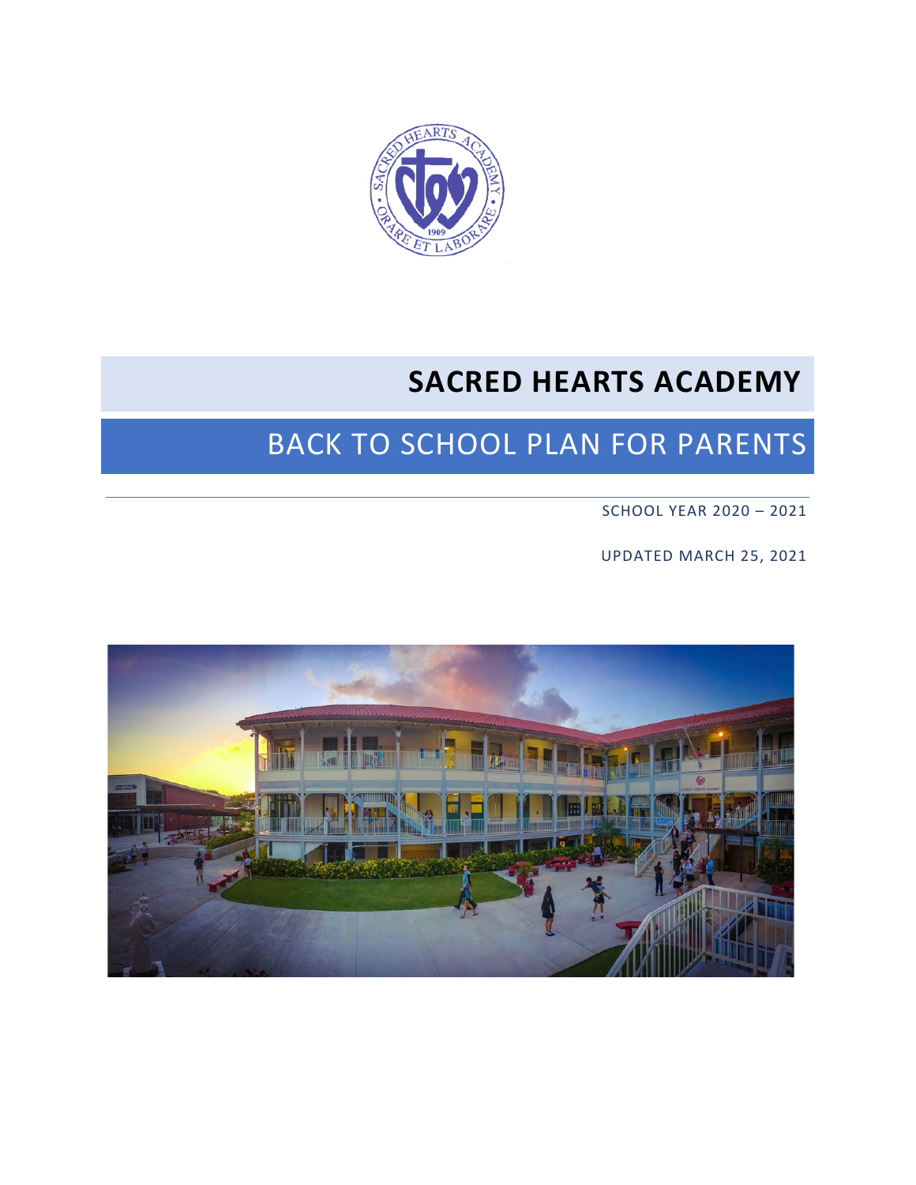# SACRED HEARTS ACADEMY

## BACK TO SCHOOL PLAN FOR PARENTS

SCHOOL YEAR 2020 – 2021

UPDATED MARCH 25, 2021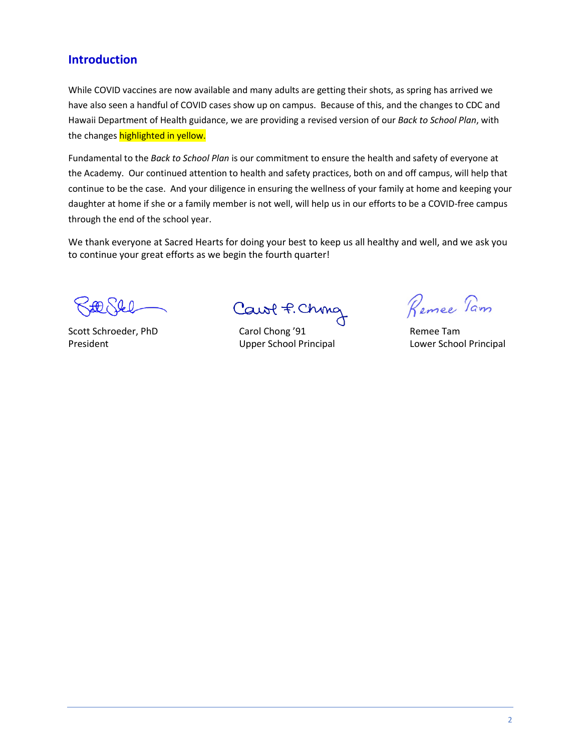## Introduction

While COVID vaccines are now available and many adults are getting their shots, as spring has arrived we have also seen a handful of COVID cases show up on campus. Because of this, and the changes to CDC and Hawaii Department of Health guidance, we are providing a revised version of our *Back to School Plan*, with the changes highlighted in yellow.

Fundamental to the *Back to School Plan* is our commitment to ensure the health and safety of everyone at the Academy. Our continued attention to health and safety practices, both on and off campus, will help that continue to be the case. And your diligence in ensuring the wellness of your family at home and keeping your daughter at home if she or a family member is not well, will help us in our efforts to be a COVID-free campus through the end of the school year.

We thank everyone at Sacred Hearts for doing your best to keep us all healthy and well, and we ask you to continue your great efforts as we begin the fourth quarter!

Scott Schroeder, PhD
President

Carol Chong '91
Upper School Principal

Remee Tam
Lower School Principal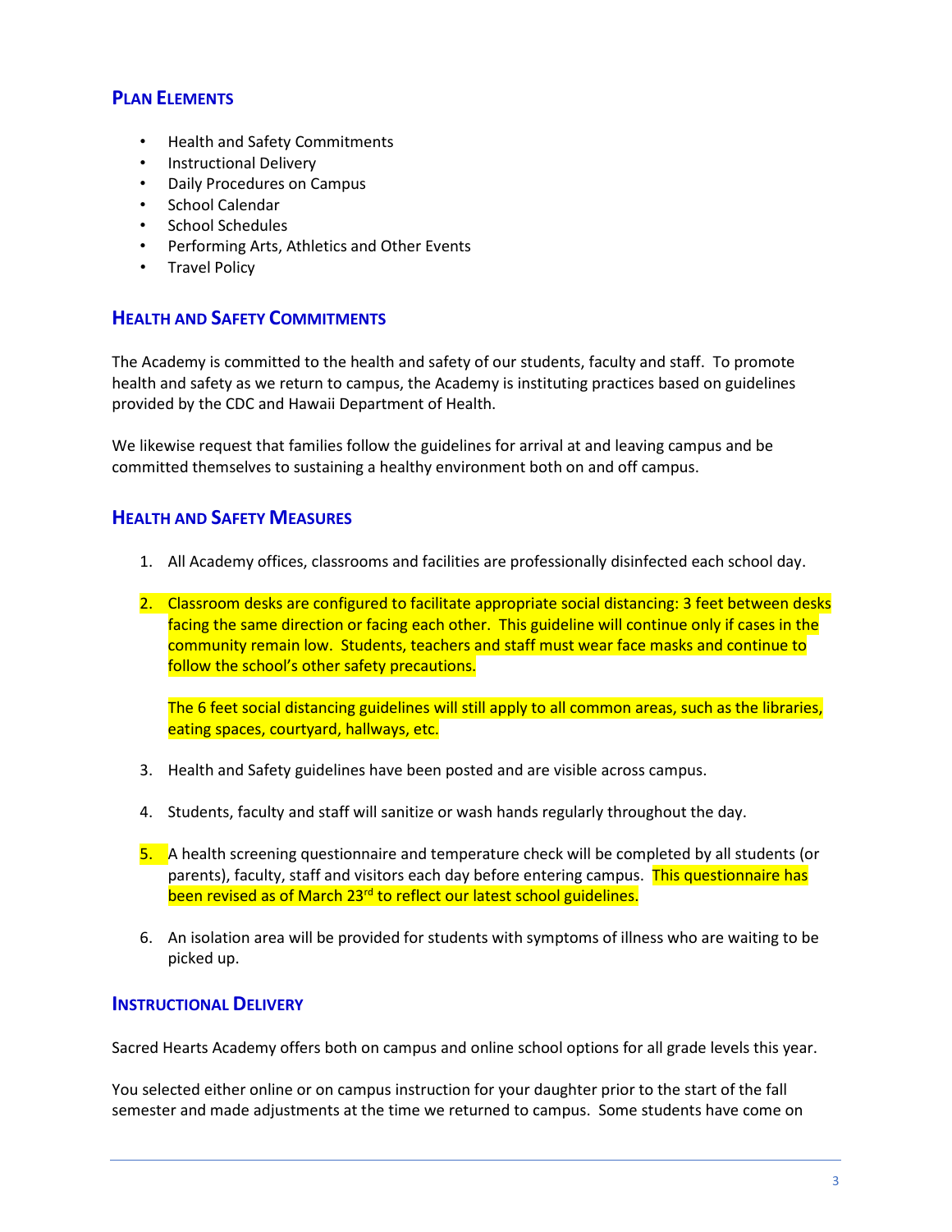## Plan Elements

- Health and Safety Commitments
- Instructional Delivery
- Daily Procedures on Campus
- School Calendar
- School Schedules
- Performing Arts, Athletics and Other Events
- Travel Policy

## Health and Safety Commitments

The Academy is committed to the health and safety of our students, faculty and staff. To promote health and safety as we return to campus, the Academy is instituting practices based on guidelines provided by the CDC and Hawaii Department of Health.

We likewise request that families follow the guidelines for arrival at and leaving campus and be committed themselves to sustaining a healthy environment both on and off campus.

## Health and Safety Measures

1. All Academy offices, classrooms and facilities are professionally disinfected each school day.

2. Classroom desks are configured to facilitate appropriate social distancing: 3 feet between desks facing the same direction or facing each other. This guideline will continue only if cases in the community remain low. Students, teachers and staff must wear face masks and continue to follow the school's other safety precautions.

   The 6 feet social distancing guidelines will still apply to all common areas, such as the libraries, eating spaces, courtyard, hallways, etc.

3. Health and Safety guidelines have been posted and are visible across campus.

4. Students, faculty and staff will sanitize or wash hands regularly throughout the day.

5. A health screening questionnaire and temperature check will be completed by all students (or parents), faculty, staff and visitors each day before entering campus. This questionnaire has been revised as of March 23rd to reflect our latest school guidelines.

6. An isolation area will be provided for students with symptoms of illness who are waiting to be picked up.

## Instructional Delivery

Sacred Hearts Academy offers both on campus and online school options for all grade levels this year.

You selected either online or on campus instruction for your daughter prior to the start of the fall semester and made adjustments at the time we returned to campus. Some students have come on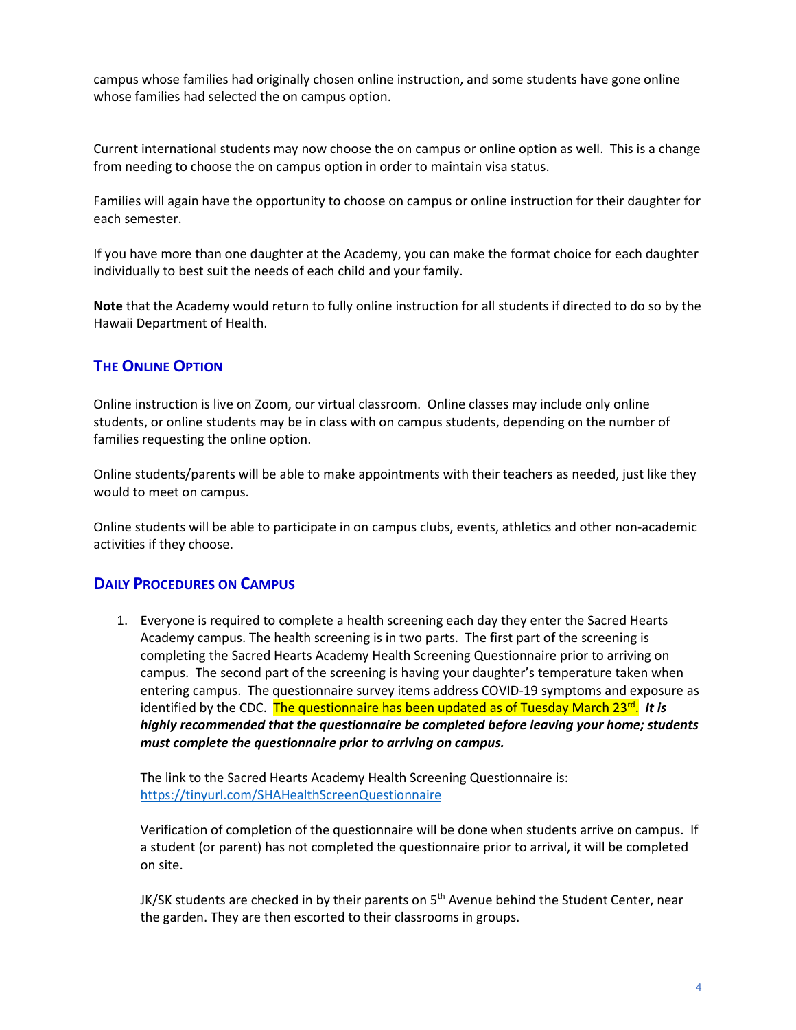campus whose families had originally chosen online instruction, and some students have gone online whose families had selected the on campus option.

Current international students may now choose the on campus or online option as well. This is a change from needing to choose the on campus option in order to maintain visa status.

Families will again have the opportunity to choose on campus or online instruction for their daughter for each semester.

If you have more than one daughter at the Academy, you can make the format choice for each daughter individually to best suit the needs of each child and your family.

**Note** that the Academy would return to fully online instruction for all students if directed to do so by the Hawaii Department of Health.

## THE ONLINE OPTION

Online instruction is live on Zoom, our virtual classroom. Online classes may include only online students, or online students may be in class with on campus students, depending on the number of families requesting the online option.

Online students/parents will be able to make appointments with their teachers as needed, just like they would to meet on campus.

Online students will be able to participate in on campus clubs, events, athletics and other non-academic activities if they choose.

## DAILY PROCEDURES ON CAMPUS

1. Everyone is required to complete a health screening each day they enter the Sacred Hearts Academy campus. The health screening is in two parts. The first part of the screening is completing the Sacred Hearts Academy Health Screening Questionnaire prior to arriving on campus. The second part of the screening is having your daughter's temperature taken when entering campus. The questionnaire survey items address COVID-19 symptoms and exposure as identified by the CDC. The questionnaire has been updated as of Tuesday March 23rd. ***It is highly recommended that the questionnaire be completed before leaving your home; students must complete the questionnaire prior to arriving on campus.***

   The link to the Sacred Hearts Academy Health Screening Questionnaire is: https://tinyurl.com/SHAHealthScreenQuestionnaire

   Verification of completion of the questionnaire will be done when students arrive on campus. If a student (or parent) has not completed the questionnaire prior to arrival, it will be completed on site.

   JK/SK students are checked in by their parents on 5th Avenue behind the Student Center, near the garden. They are then escorted to their classrooms in groups.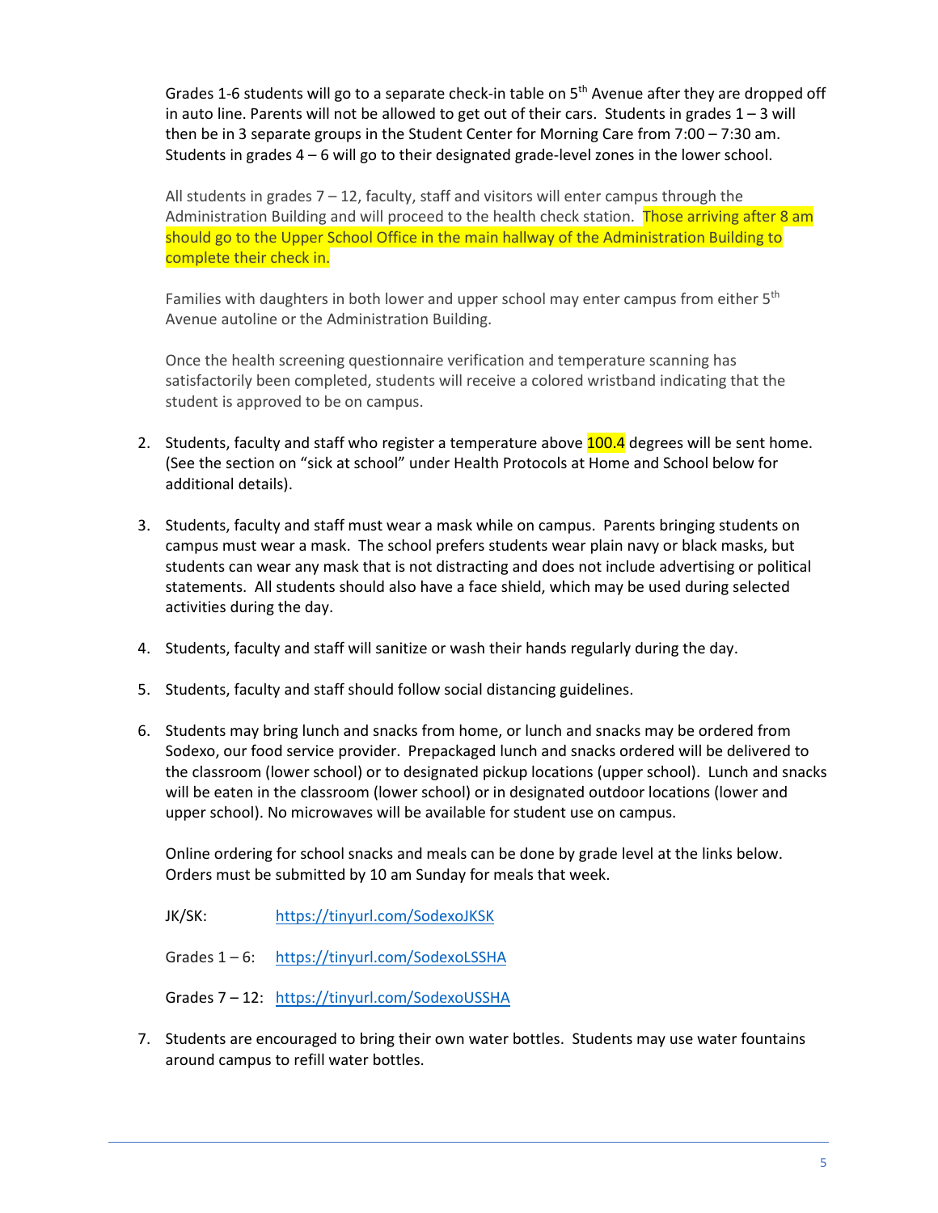Grades 1-6 students will go to a separate check-in table on 5th Avenue after they are dropped off in auto line. Parents will not be allowed to get out of their cars. Students in grades 1 – 3 will then be in 3 separate groups in the Student Center for Morning Care from 7:00 – 7:30 am. Students in grades 4 – 6 will go to their designated grade-level zones in the lower school.

All students in grades 7 – 12, faculty, staff and visitors will enter campus through the Administration Building and will proceed to the health check station. Those arriving after 8 am should go to the Upper School Office in the main hallway of the Administration Building to complete their check in.

Families with daughters in both lower and upper school may enter campus from either 5th Avenue autoline or the Administration Building.

Once the health screening questionnaire verification and temperature scanning has satisfactorily been completed, students will receive a colored wristband indicating that the student is approved to be on campus.

2. Students, faculty and staff who register a temperature above 100.4 degrees will be sent home. (See the section on "sick at school" under Health Protocols at Home and School below for additional details).

3. Students, faculty and staff must wear a mask while on campus. Parents bringing students on campus must wear a mask. The school prefers students wear plain navy or black masks, but students can wear any mask that is not distracting and does not include advertising or political statements. All students should also have a face shield, which may be used during selected activities during the day.

4. Students, faculty and staff will sanitize or wash their hands regularly during the day.

5. Students, faculty and staff should follow social distancing guidelines.

6. Students may bring lunch and snacks from home, or lunch and snacks may be ordered from Sodexo, our food service provider. Prepackaged lunch and snacks ordered will be delivered to the classroom (lower school) or to designated pickup locations (upper school). Lunch and snacks will be eaten in the classroom (lower school) or in designated outdoor locations (lower and upper school). No microwaves will be available for student use on campus.

   Online ordering for school snacks and meals can be done by grade level at the links below. Orders must be submitted by 10 am Sunday for meals that week.

   JK/SK: https://tinyurl.com/SodexoJKSK

   Grades 1 – 6: https://tinyurl.com/SodexoLSSHA

   Grades 7 – 12: https://tinyurl.com/SodexoUSSHA

7. Students are encouraged to bring their own water bottles. Students may use water fountains around campus to refill water bottles.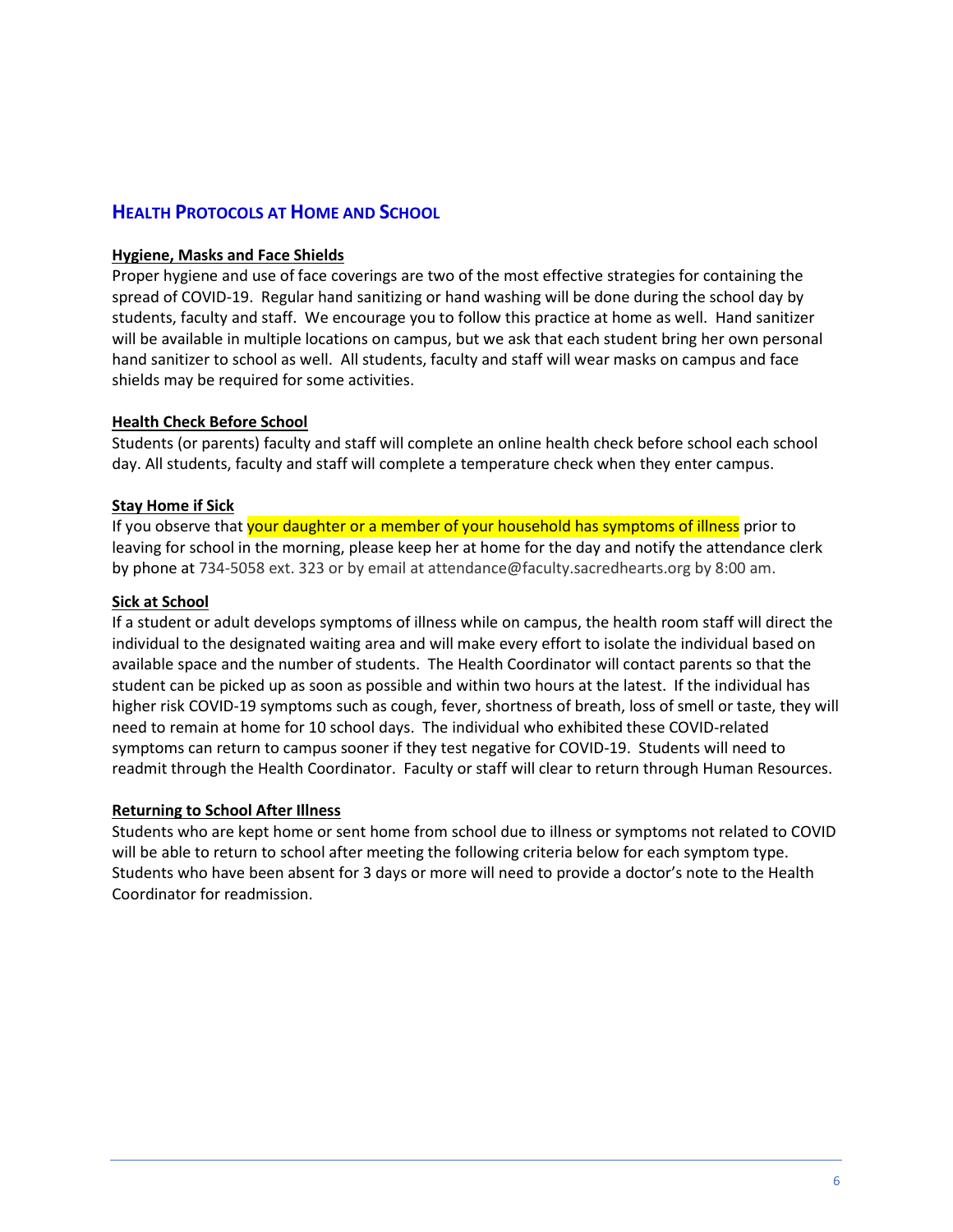## Health Protocols at Home and School

**Hygiene, Masks and Face Shields**

Proper hygiene and use of face coverings are two of the most effective strategies for containing the spread of COVID-19. Regular hand sanitizing or hand washing will be done during the school day by students, faculty and staff. We encourage you to follow this practice at home as well. Hand sanitizer will be available in multiple locations on campus, but we ask that each student bring her own personal hand sanitizer to school as well. All students, faculty and staff will wear masks on campus and face shields may be required for some activities.

**Health Check Before School**

Students (or parents) faculty and staff will complete an online health check before school each school day. All students, faculty and staff will complete a temperature check when they enter campus.

**Stay Home if Sick**

If you observe that your daughter or a member of your household has symptoms of illness prior to leaving for school in the morning, please keep her at home for the day and notify the attendance clerk by phone at 734-5058 ext. 323 or by email at attendance@faculty.sacredhearts.org by 8:00 am.

**Sick at School**

If a student or adult develops symptoms of illness while on campus, the health room staff will direct the individual to the designated waiting area and will make every effort to isolate the individual based on available space and the number of students. The Health Coordinator will contact parents so that the student can be picked up as soon as possible and within two hours at the latest. If the individual has higher risk COVID-19 symptoms such as cough, fever, shortness of breath, loss of smell or taste, they will need to remain at home for 10 school days. The individual who exhibited these COVID-related symptoms can return to campus sooner if they test negative for COVID-19. Students will need to readmit through the Health Coordinator. Faculty or staff will clear to return through Human Resources.

**Returning to School After Illness**

Students who are kept home or sent home from school due to illness or symptoms not related to COVID will be able to return to school after meeting the following criteria below for each symptom type. Students who have been absent for 3 days or more will need to provide a doctor's note to the Health Coordinator for readmission.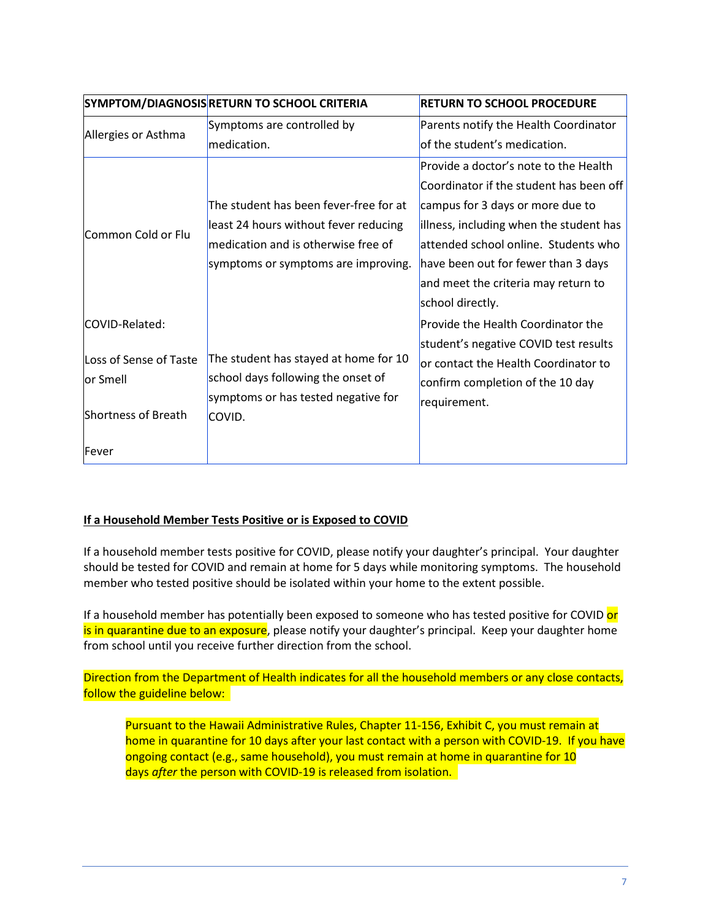| SYMPTOM/DIAGNOSIS | RETURN TO SCHOOL CRITERIA | RETURN TO SCHOOL PROCEDURE |
|---|---|---|
| Allergies or Asthma | Symptoms are controlled by medication. | Parents notify the Health Coordinator of the student's medication. |
| Common Cold or Flu | The student has been fever-free for at least 24 hours without fever reducing medication and is otherwise free of symptoms or symptoms are improving. | Provide a doctor's note to the Health Coordinator if the student has been off campus for 3 days or more due to illness, including when the student has attended school online. Students who have been out for fewer than 3 days and meet the criteria may return to school directly. |
| COVID-Related:<br><br>Loss of Sense of Taste or Smell<br><br>Shortness of Breath<br><br>Fever | The student has stayed at home for 10 school days following the onset of symptoms or has tested negative for COVID. | Provide the Health Coordinator the student's negative COVID test results or contact the Health Coordinator to confirm completion of the 10 day requirement. |

**If a Household Member Tests Positive or is Exposed to COVID**

If a household member tests positive for COVID, please notify your daughter's principal. Your daughter should be tested for COVID and remain at home for 5 days while monitoring symptoms. The household member who tested positive should be isolated within your home to the extent possible.

If a household member has potentially been exposed to someone who has tested positive for COVID or is in quarantine due to an exposure, please notify your daughter's principal. Keep your daughter home from school until you receive further direction from the school.

Direction from the Department of Health indicates for all the household members or any close contacts, follow the guideline below:

> Pursuant to the Hawaii Administrative Rules, Chapter 11-156, Exhibit C, you must remain at home in quarantine for 10 days after your last contact with a person with COVID-19. If you have ongoing contact (e.g., same household), you must remain at home in quarantine for 10 days *after* the person with COVID-19 is released from isolation.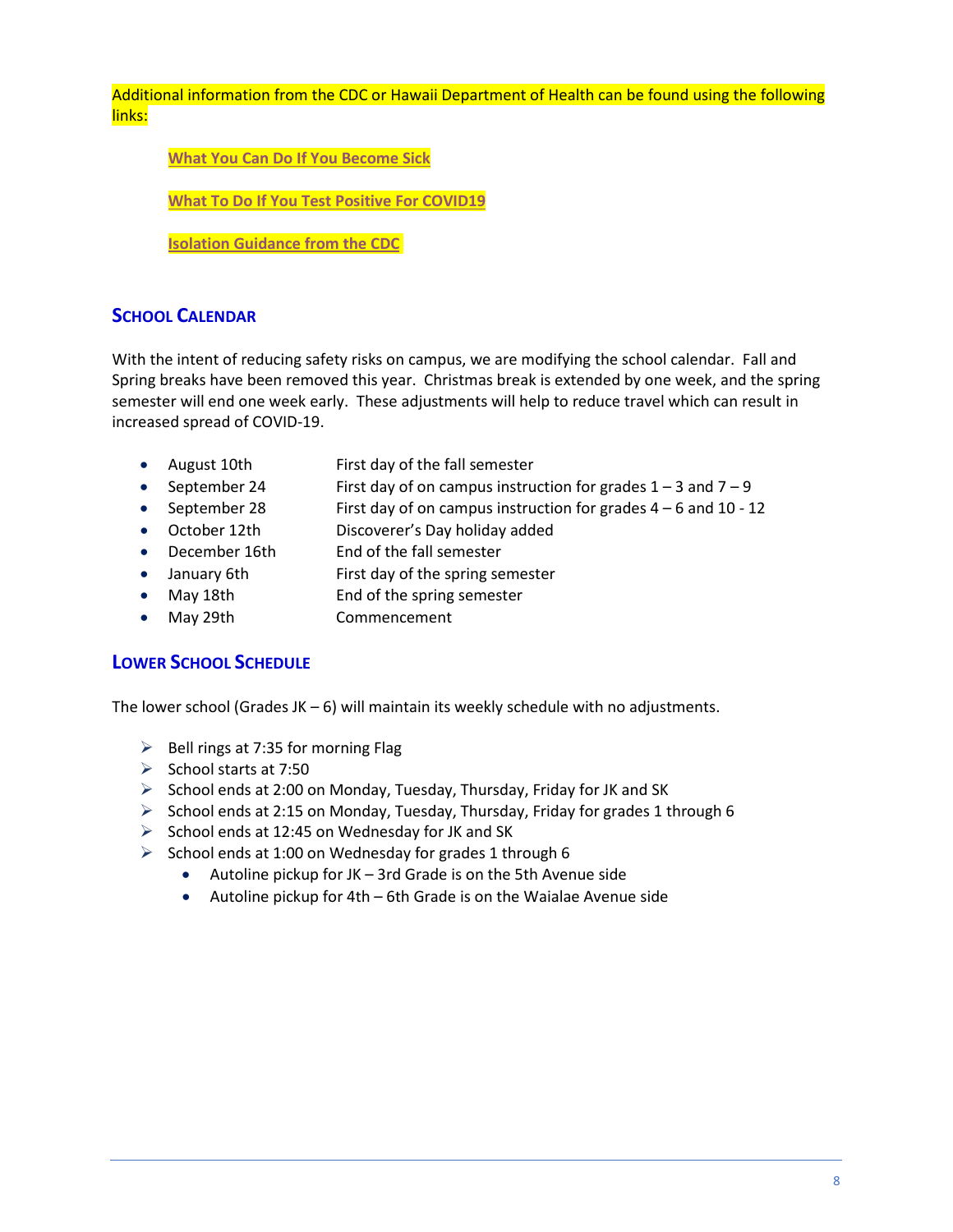Additional information from the CDC or Hawaii Department of Health can be found using the following links:

**What You Can Do If You Become Sick**

**What To Do If You Test Positive For COVID19**

**Isolation Guidance from the CDC**

## School Calendar

With the intent of reducing safety risks on campus, we are modifying the school calendar. Fall and Spring breaks have been removed this year. Christmas break is extended by one week, and the spring semester will end one week early. These adjustments will help to reduce travel which can result in increased spread of COVID-19.

- August 10th — First day of the fall semester
- September 24 — First day of on campus instruction for grades 1 – 3 and 7 – 9
- September 28 — First day of on campus instruction for grades 4 – 6 and 10 - 12
- October 12th — Discoverer's Day holiday added
- December 16th — End of the fall semester
- January 6th — First day of the spring semester
- May 18th — End of the spring semester
- May 29th — Commencement

## Lower School Schedule

The lower school (Grades JK – 6) will maintain its weekly schedule with no adjustments.

- Bell rings at 7:35 for morning Flag
- School starts at 7:50
- School ends at 2:00 on Monday, Tuesday, Thursday, Friday for JK and SK
- School ends at 2:15 on Monday, Tuesday, Thursday, Friday for grades 1 through 6
- School ends at 12:45 on Wednesday for JK and SK
- School ends at 1:00 on Wednesday for grades 1 through 6
  - Autoline pickup for JK – 3rd Grade is on the 5th Avenue side
  - Autoline pickup for 4th – 6th Grade is on the Waialae Avenue side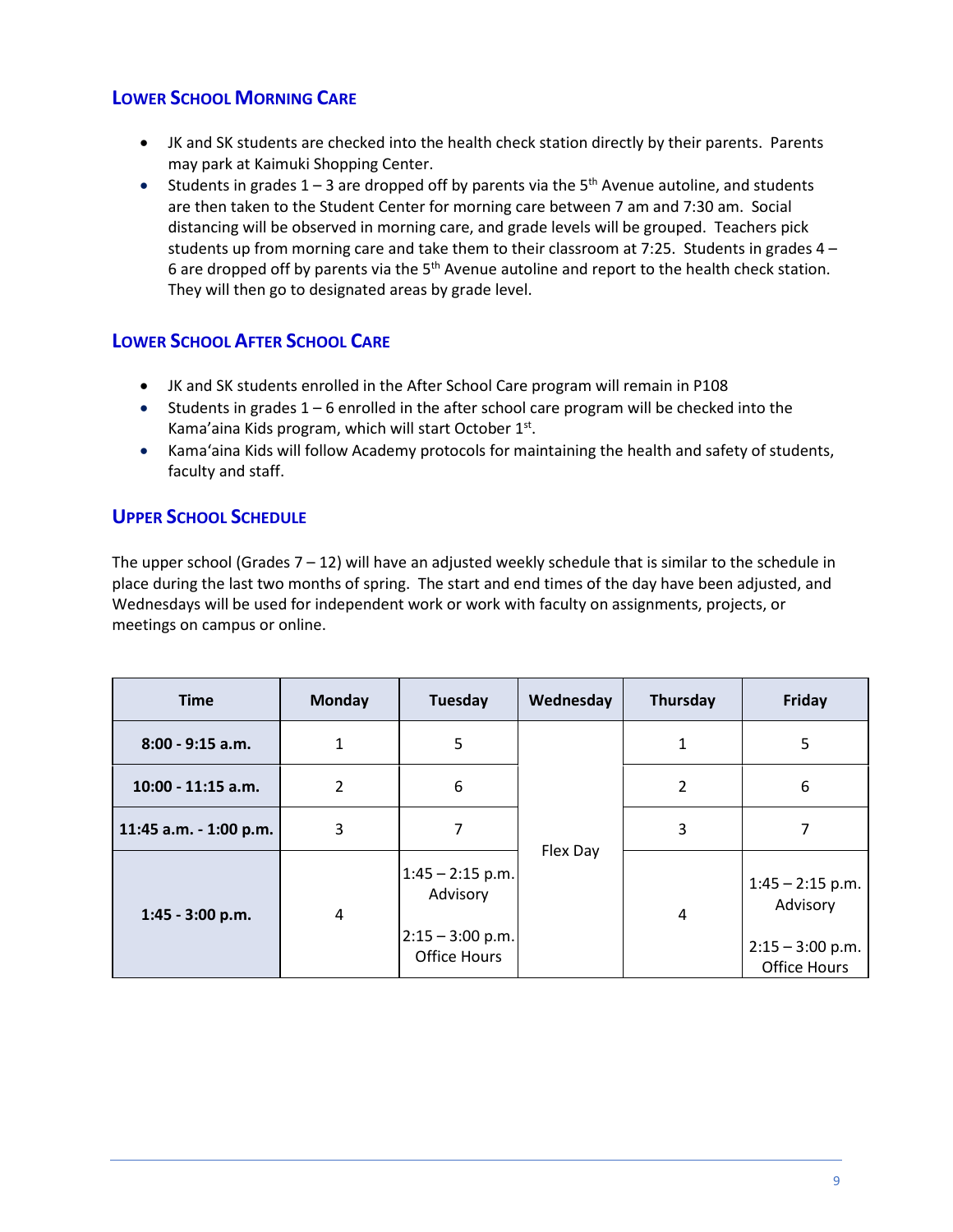## Lower School Morning Care

- JK and SK students are checked into the health check station directly by their parents. Parents may park at Kaimuki Shopping Center.
- Students in grades 1 – 3 are dropped off by parents via the 5th Avenue autoline, and students are then taken to the Student Center for morning care between 7 am and 7:30 am. Social distancing will be observed in morning care, and grade levels will be grouped. Teachers pick students up from morning care and take them to their classroom at 7:25. Students in grades 4 – 6 are dropped off by parents via the 5th Avenue autoline and report to the health check station. They will then go to designated areas by grade level.

## Lower School After School Care

- JK and SK students enrolled in the After School Care program will remain in P108
- Students in grades 1 – 6 enrolled in the after school care program will be checked into the Kama'aina Kids program, which will start October 1st.
- Kama'aina Kids will follow Academy protocols for maintaining the health and safety of students, faculty and staff.

## Upper School Schedule

The upper school (Grades 7 – 12) will have an adjusted weekly schedule that is similar to the schedule in place during the last two months of spring. The start and end times of the day have been adjusted, and Wednesdays will be used for independent work or work with faculty on assignments, projects, or meetings on campus or online.

| Time | Monday | Tuesday | Wednesday | Thursday | Friday |
|---|---|---|---|---|---|
| **8:00 - 9:15 a.m.** | 1 | 5 | Flex Day | 1 | 5 |
| **10:00 - 11:15 a.m.** | 2 | 6 | | 2 | 6 |
| **11:45 a.m. - 1:00 p.m.** | 3 | 7 | | 3 | 7 |
| **1:45 - 3:00 p.m.** | 4 | 1:45 – 2:15 p.m. Advisory<br>2:15 – 3:00 p.m. Office Hours | | 4 | 1:45 – 2:15 p.m. Advisory<br>2:15 – 3:00 p.m. Office Hours |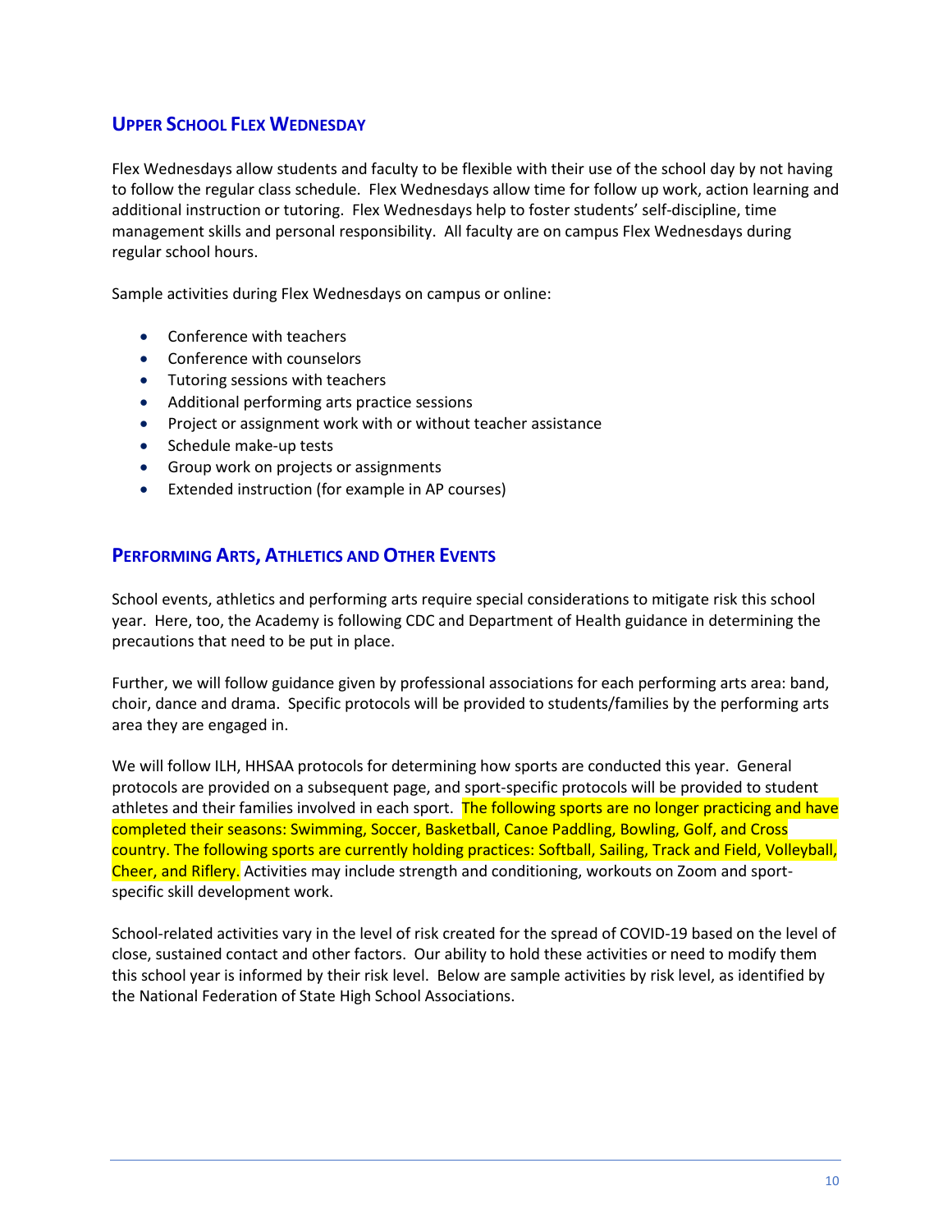## Upper School Flex Wednesday

Flex Wednesdays allow students and faculty to be flexible with their use of the school day by not having to follow the regular class schedule. Flex Wednesdays allow time for follow up work, action learning and additional instruction or tutoring. Flex Wednesdays help to foster students' self-discipline, time management skills and personal responsibility. All faculty are on campus Flex Wednesdays during regular school hours.

Sample activities during Flex Wednesdays on campus or online:

- Conference with teachers
- Conference with counselors
- Tutoring sessions with teachers
- Additional performing arts practice sessions
- Project or assignment work with or without teacher assistance
- Schedule make-up tests
- Group work on projects or assignments
- Extended instruction (for example in AP courses)

## Performing Arts, Athletics and Other Events

School events, athletics and performing arts require special considerations to mitigate risk this school year. Here, too, the Academy is following CDC and Department of Health guidance in determining the precautions that need to be put in place.

Further, we will follow guidance given by professional associations for each performing arts area: band, choir, dance and drama. Specific protocols will be provided to students/families by the performing arts area they are engaged in.

We will follow ILH, HHSAA protocols for determining how sports are conducted this year. General protocols are provided on a subsequent page, and sport-specific protocols will be provided to student athletes and their families involved in each sport. The following sports are no longer practicing and have completed their seasons: Swimming, Soccer, Basketball, Canoe Paddling, Bowling, Golf, and Cross country. The following sports are currently holding practices: Softball, Sailing, Track and Field, Volleyball, Cheer, and Riflery. Activities may include strength and conditioning, workouts on Zoom and sport-specific skill development work.

School-related activities vary in the level of risk created for the spread of COVID-19 based on the level of close, sustained contact and other factors. Our ability to hold these activities or need to modify them this school year is informed by their risk level. Below are sample activities by risk level, as identified by the National Federation of State High School Associations.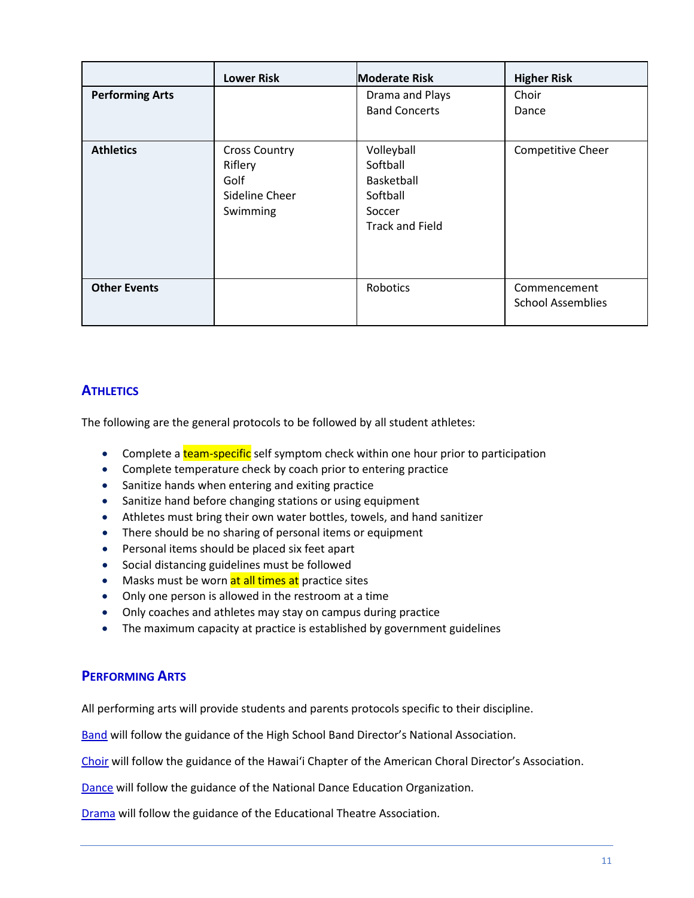| | Lower Risk | Moderate Risk | Higher Risk |
|---|---|---|---|
| **Performing Arts** | | Drama and Plays<br>Band Concerts | Choir<br>Dance |
| **Athletics** | Cross Country<br>Riflery<br>Golf<br>Sideline Cheer<br>Swimming | Volleyball<br>Softball<br>Basketball<br>Softball<br>Soccer<br>Track and Field | Competitive Cheer |
| **Other Events** | | Robotics | Commencement<br>School Assemblies |

## Athletics

The following are the general protocols to be followed by all student athletes:

- Complete a team-specific self symptom check within one hour prior to participation
- Complete temperature check by coach prior to entering practice
- Sanitize hands when entering and exiting practice
- Sanitize hand before changing stations or using equipment
- Athletes must bring their own water bottles, towels, and hand sanitizer
- There should be no sharing of personal items or equipment
- Personal items should be placed six feet apart
- Social distancing guidelines must be followed
- Masks must be worn at all times at practice sites
- Only one person is allowed in the restroom at a time
- Only coaches and athletes may stay on campus during practice
- The maximum capacity at practice is established by government guidelines

## Performing Arts

All performing arts will provide students and parents protocols specific to their discipline.

Band will follow the guidance of the High School Band Director's National Association.

Choir will follow the guidance of the Hawaiʻi Chapter of the American Choral Director's Association.

Dance will follow the guidance of the National Dance Education Organization.

Drama will follow the guidance of the Educational Theatre Association.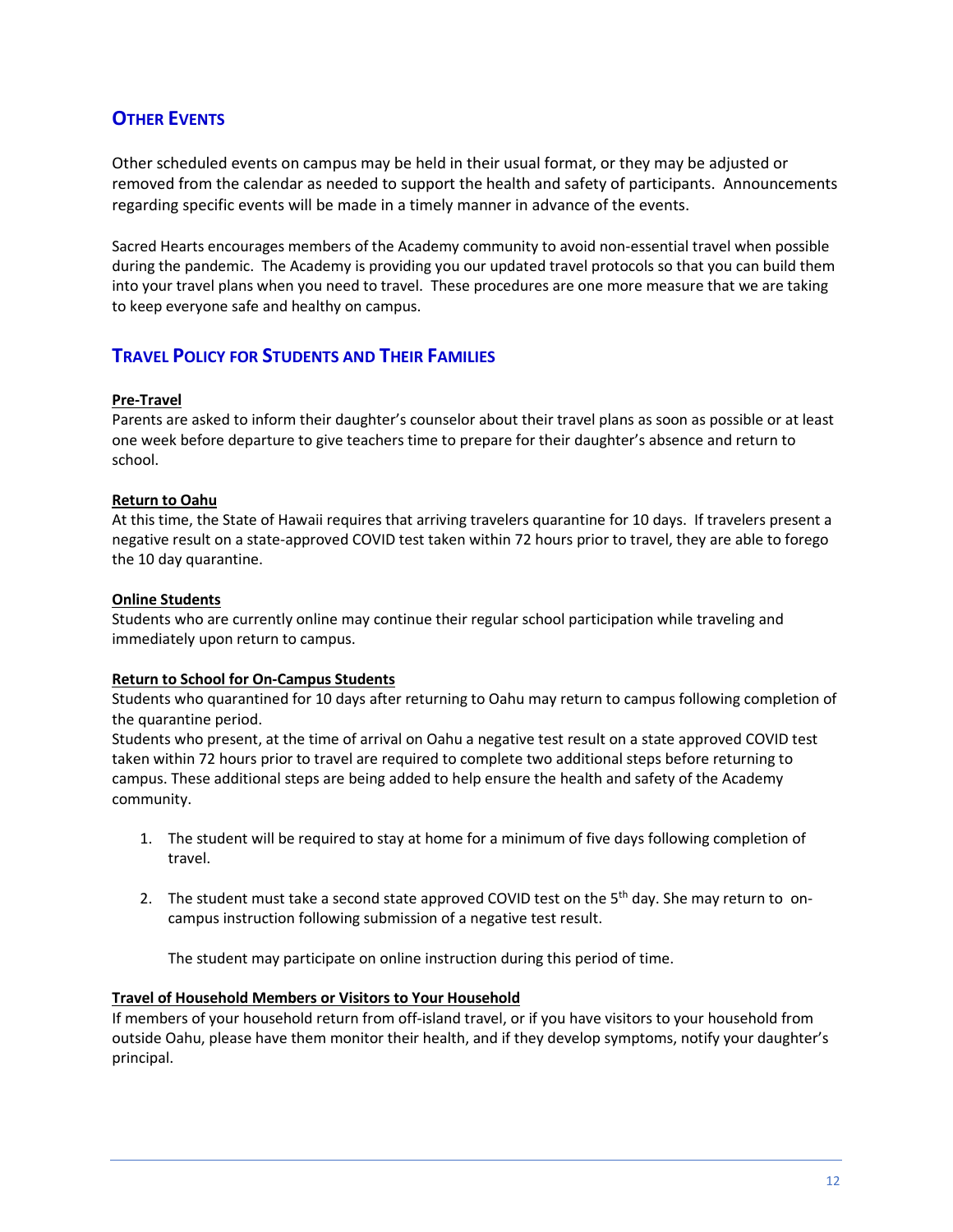## Other Events

Other scheduled events on campus may be held in their usual format, or they may be adjusted or removed from the calendar as needed to support the health and safety of participants. Announcements regarding specific events will be made in a timely manner in advance of the events.

Sacred Hearts encourages members of the Academy community to avoid non-essential travel when possible during the pandemic. The Academy is providing you our updated travel protocols so that you can build them into your travel plans when you need to travel. These procedures are one more measure that we are taking to keep everyone safe and healthy on campus.

## Travel Policy for Students and Their Families

**Pre-Travel**

Parents are asked to inform their daughter's counselor about their travel plans as soon as possible or at least one week before departure to give teachers time to prepare for their daughter's absence and return to school.

**Return to Oahu**

At this time, the State of Hawaii requires that arriving travelers quarantine for 10 days. If travelers present a negative result on a state-approved COVID test taken within 72 hours prior to travel, they are able to forego the 10 day quarantine.

**Online Students**

Students who are currently online may continue their regular school participation while traveling and immediately upon return to campus.

**Return to School for On-Campus Students**

Students who quarantined for 10 days after returning to Oahu may return to campus following completion of the quarantine period.

Students who present, at the time of arrival on Oahu a negative test result on a state approved COVID test taken within 72 hours prior to travel are required to complete two additional steps before returning to campus. These additional steps are being added to help ensure the health and safety of the Academy community.

1. The student will be required to stay at home for a minimum of five days following completion of travel.

2. The student must take a second state approved COVID test on the 5th day. She may return to on-campus instruction following submission of a negative test result.

   The student may participate on online instruction during this period of time.

**Travel of Household Members or Visitors to Your Household**

If members of your household return from off-island travel, or if you have visitors to your household from outside Oahu, please have them monitor their health, and if they develop symptoms, notify your daughter's principal.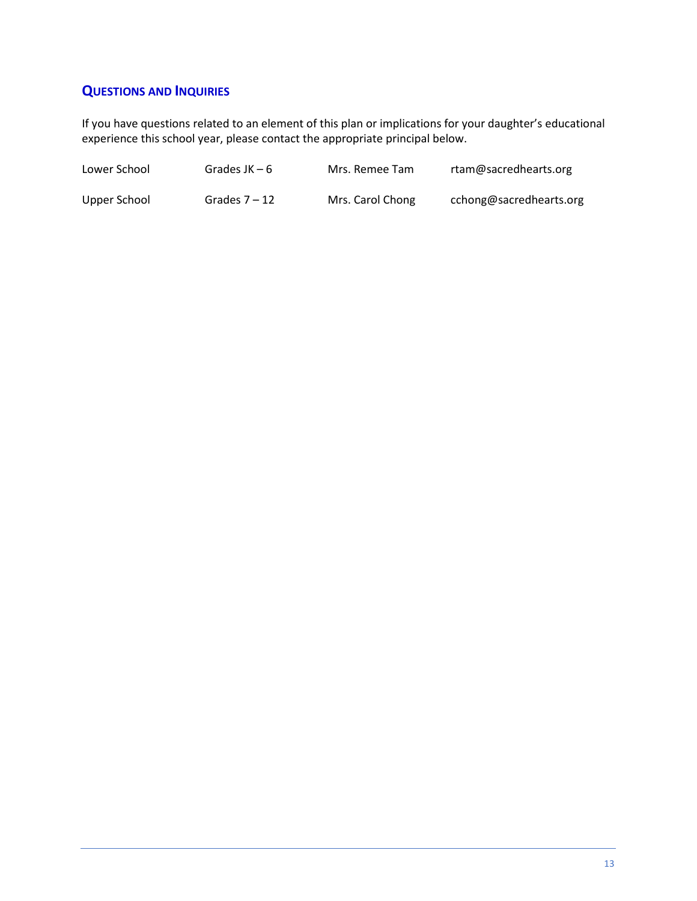## Questions and Inquiries

If you have questions related to an element of this plan or implications for your daughter's educational experience this school year, please contact the appropriate principal below.

| | | | |
|---|---|---|---|
| Lower School | Grades JK – 6 | Mrs. Remee Tam | rtam@sacredhearts.org |
| Upper School | Grades 7 – 12 | Mrs. Carol Chong | cchong@sacredhearts.org |